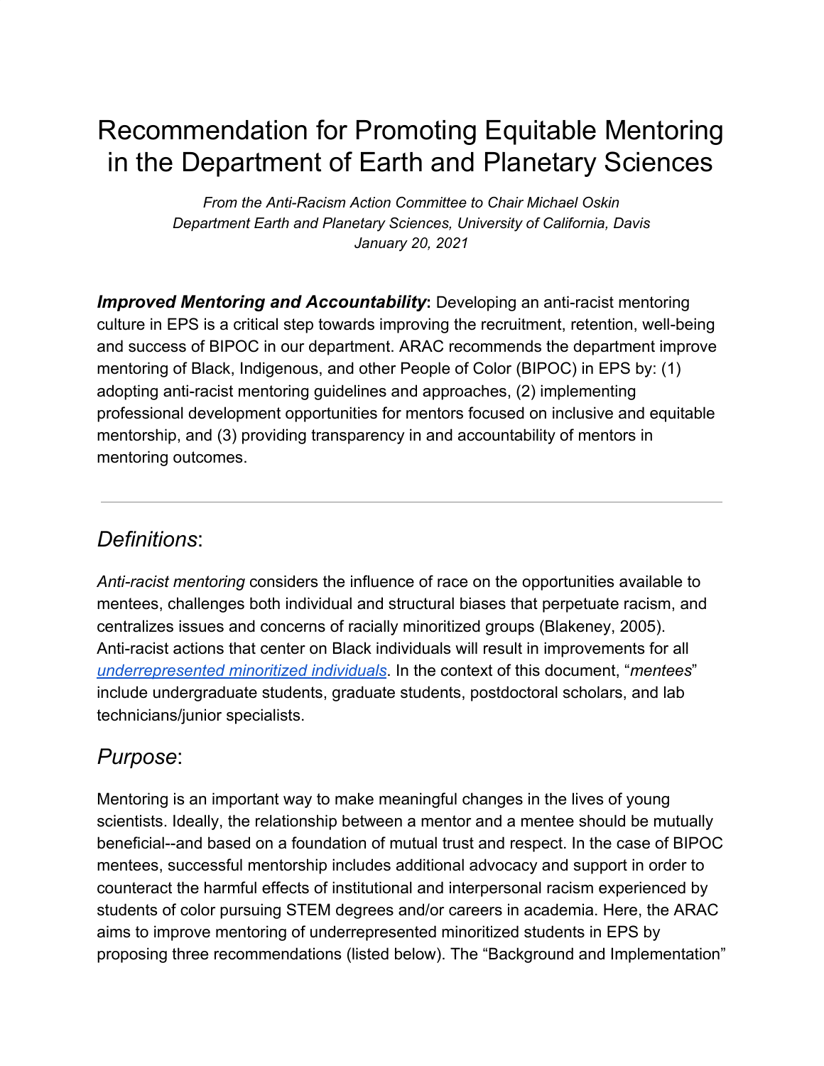# Recommendation for Promoting Equitable Mentoring in the Department of Earth and Planetary Sciences

*From the Anti-Racism Action Committee to Chair Michael Oskin*
*Department Earth and Planetary Sciences, University of California, Davis*
*January 20, 2021*

***Improved Mentoring and Accountability***: Developing an anti-racist mentoring culture in EPS is a critical step towards improving the recruitment, retention, well-being and success of BIPOC in our department. ARAC recommends the department improve mentoring of Black, Indigenous, and other People of Color (BIPOC) in EPS by: (1) adopting anti-racist mentoring guidelines and approaches, (2) implementing professional development opportunities for mentors focused on inclusive and equitable mentorship, and (3) providing transparency in and accountability of mentors in mentoring outcomes.

---

## *Definitions*:

*Anti-racist mentoring* considers the influence of race on the opportunities available to mentees, challenges both individual and structural biases that perpetuate racism, and centralizes issues and concerns of racially minoritized groups (Blakeney, 2005). Anti-racist actions that center on Black individuals will result in improvements for all *underrepresented minoritized individuals*. In the context of this document, "*mentees*" include undergraduate students, graduate students, postdoctoral scholars, and lab technicians/junior specialists.

## *Purpose*:

Mentoring is an important way to make meaningful changes in the lives of young scientists. Ideally, the relationship between a mentor and a mentee should be mutually beneficial--and based on a foundation of mutual trust and respect. In the case of BIPOC mentees, successful mentorship includes additional advocacy and support in order to counteract the harmful effects of institutional and interpersonal racism experienced by students of color pursuing STEM degrees and/or careers in academia. Here, the ARAC aims to improve mentoring of underrepresented minoritized students in EPS by proposing three recommendations (listed below). The "Background and Implementation"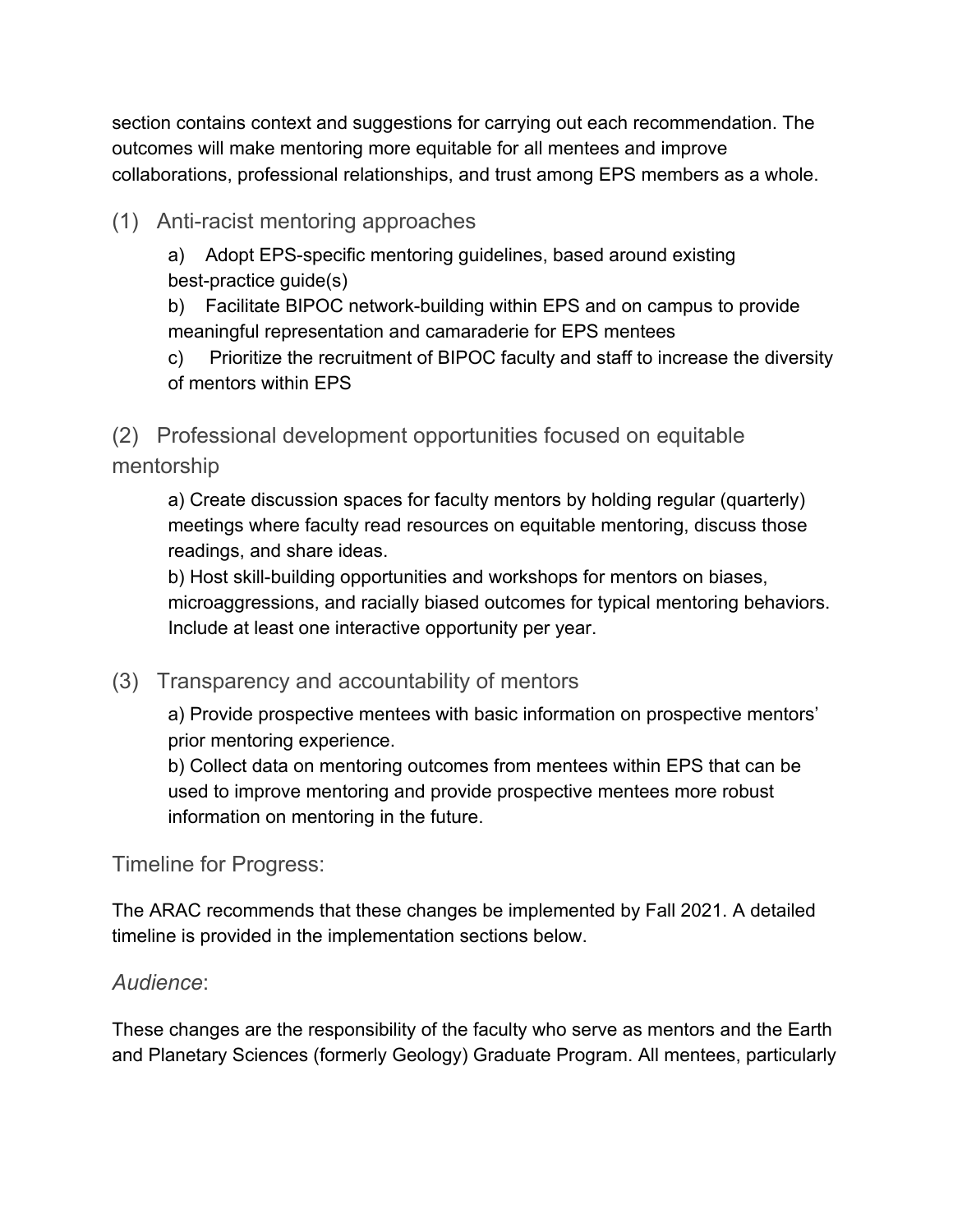section contains context and suggestions for carrying out each recommendation. The outcomes will make mentoring more equitable for all mentees and improve collaborations, professional relationships, and trust among EPS members as a whole.

### (1) Anti-racist mentoring approaches

a) Adopt EPS-specific mentoring guidelines, based around existing best-practice guide(s)

b) Facilitate BIPOC network-building within EPS and on campus to provide meaningful representation and camaraderie for EPS mentees

c) Prioritize the recruitment of BIPOC faculty and staff to increase the diversity of mentors within EPS

### (2) Professional development opportunities focused on equitable mentorship

a) Create discussion spaces for faculty mentors by holding regular (quarterly) meetings where faculty read resources on equitable mentoring, discuss those readings, and share ideas.

b) Host skill-building opportunities and workshops for mentors on biases, microaggressions, and racially biased outcomes for typical mentoring behaviors. Include at least one interactive opportunity per year.

### (3) Transparency and accountability of mentors

a) Provide prospective mentees with basic information on prospective mentors' prior mentoring experience.

b) Collect data on mentoring outcomes from mentees within EPS that can be used to improve mentoring and provide prospective mentees more robust information on mentoring in the future.

### Timeline for Progress:

The ARAC recommends that these changes be implemented by Fall 2021. A detailed timeline is provided in the implementation sections below.

### *Audience*:

These changes are the responsibility of the faculty who serve as mentors and the Earth and Planetary Sciences (formerly Geology) Graduate Program. All mentees, particularly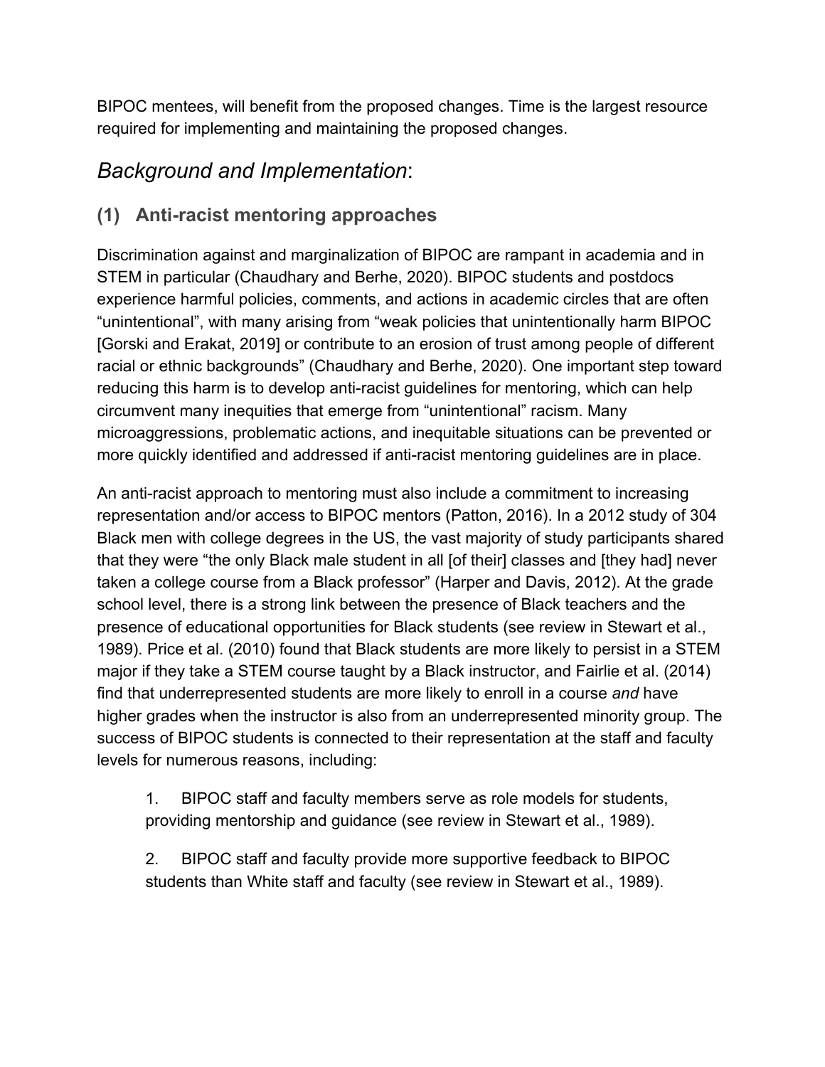BIPOC mentees, will benefit from the proposed changes. Time is the largest resource required for implementing and maintaining the proposed changes.

## *Background and Implementation*:

### (1) Anti-racist mentoring approaches

Discrimination against and marginalization of BIPOC are rampant in academia and in STEM in particular (Chaudhary and Berhe, 2020). BIPOC students and postdocs experience harmful policies, comments, and actions in academic circles that are often “unintentional”, with many arising from “weak policies that unintentionally harm BIPOC [Gorski and Erakat, 2019] or contribute to an erosion of trust among people of different racial or ethnic backgrounds” (Chaudhary and Berhe, 2020). One important step toward reducing this harm is to develop anti-racist guidelines for mentoring, which can help circumvent many inequities that emerge from “unintentional” racism. Many microaggressions, problematic actions, and inequitable situations can be prevented or more quickly identified and addressed if anti-racist mentoring guidelines are in place.

An anti-racist approach to mentoring must also include a commitment to increasing representation and/or access to BIPOC mentors (Patton, 2016). In a 2012 study of 304 Black men with college degrees in the US, the vast majority of study participants shared that they were “the only Black male student in all [of their] classes and [they had] never taken a college course from a Black professor” (Harper and Davis, 2012). At the grade school level, there is a strong link between the presence of Black teachers and the presence of educational opportunities for Black students (see review in Stewart et al., 1989). Price et al. (2010) found that Black students are more likely to persist in a STEM major if they take a STEM course taught by a Black instructor, and Fairlie et al. (2014) find that underrepresented students are more likely to enroll in a course *and* have higher grades when the instructor is also from an underrepresented minority group. The success of BIPOC students is connected to their representation at the staff and faculty levels for numerous reasons, including:

1. BIPOC staff and faculty members serve as role models for students, providing mentorship and guidance (see review in Stewart et al., 1989).

2. BIPOC staff and faculty provide more supportive feedback to BIPOC students than White staff and faculty (see review in Stewart et al., 1989).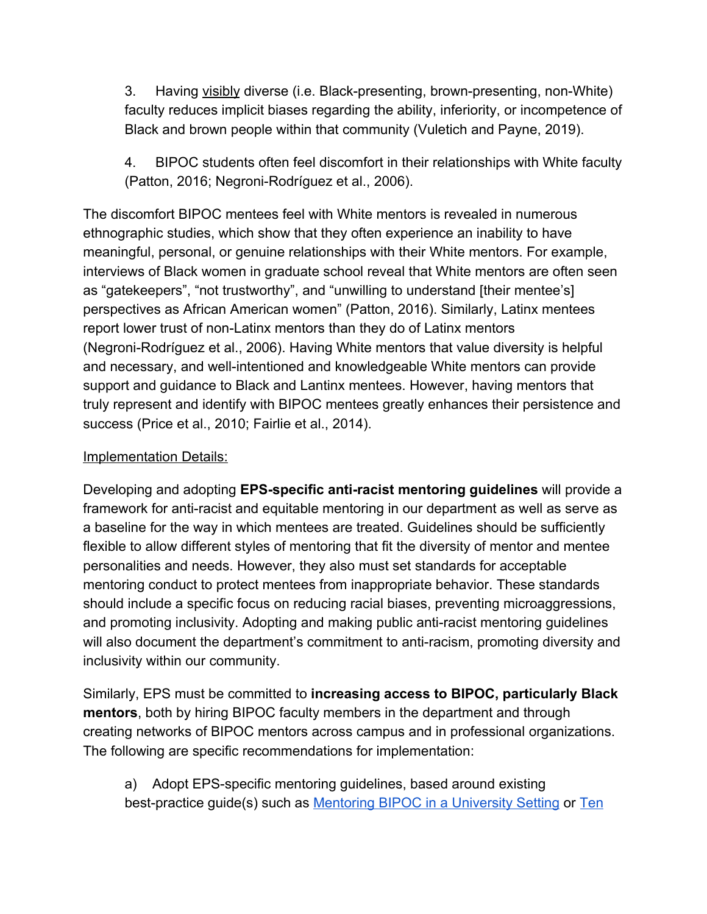3. Having <u>visibly</u> diverse (i.e. Black-presenting, brown-presenting, non-White) faculty reduces implicit biases regarding the ability, inferiority, or incompetence of Black and brown people within that community (Vuletich and Payne, 2019).

4. BIPOC students often feel discomfort in their relationships with White faculty (Patton, 2016; Negroni-Rodríguez et al., 2006).

The discomfort BIPOC mentees feel with White mentors is revealed in numerous ethnographic studies, which show that they often experience an inability to have meaningful, personal, or genuine relationships with their White mentors. For example, interviews of Black women in graduate school reveal that White mentors are often seen as "gatekeepers", "not trustworthy", and "unwilling to understand [their mentee's] perspectives as African American women" (Patton, 2016). Similarly, Latinx mentees report lower trust of non-Latinx mentors than they do of Latinx mentors (Negroni-Rodríguez et al., 2006). Having White mentors that value diversity is helpful and necessary, and well-intentioned and knowledgeable White mentors can provide support and guidance to Black and Lantinx mentees. However, having mentors that truly represent and identify with BIPOC mentees greatly enhances their persistence and success (Price et al., 2010; Fairlie et al., 2014).

<u>Implementation Details:</u>

Developing and adopting **EPS-specific anti-racist mentoring guidelines** will provide a framework for anti-racist and equitable mentoring in our department as well as serve as a baseline for the way in which mentees are treated. Guidelines should be sufficiently flexible to allow different styles of mentoring that fit the diversity of mentor and mentee personalities and needs. However, they also must set standards for acceptable mentoring conduct to protect mentees from inappropriate behavior. These standards should include a specific focus on reducing racial biases, preventing microaggressions, and promoting inclusivity. Adopting and making public anti-racist mentoring guidelines will also document the department's commitment to anti-racism, promoting diversity and inclusivity within our community.

Similarly, EPS must be committed to **increasing access to BIPOC, particularly Black mentors**, both by hiring BIPOC faculty members in the department and through creating networks of BIPOC mentors across campus and in professional organizations. The following are specific recommendations for implementation:

a) Adopt EPS-specific mentoring guidelines, based around existing best-practice guide(s) such as [Mentoring BIPOC in a University Setting]() or [Ten]()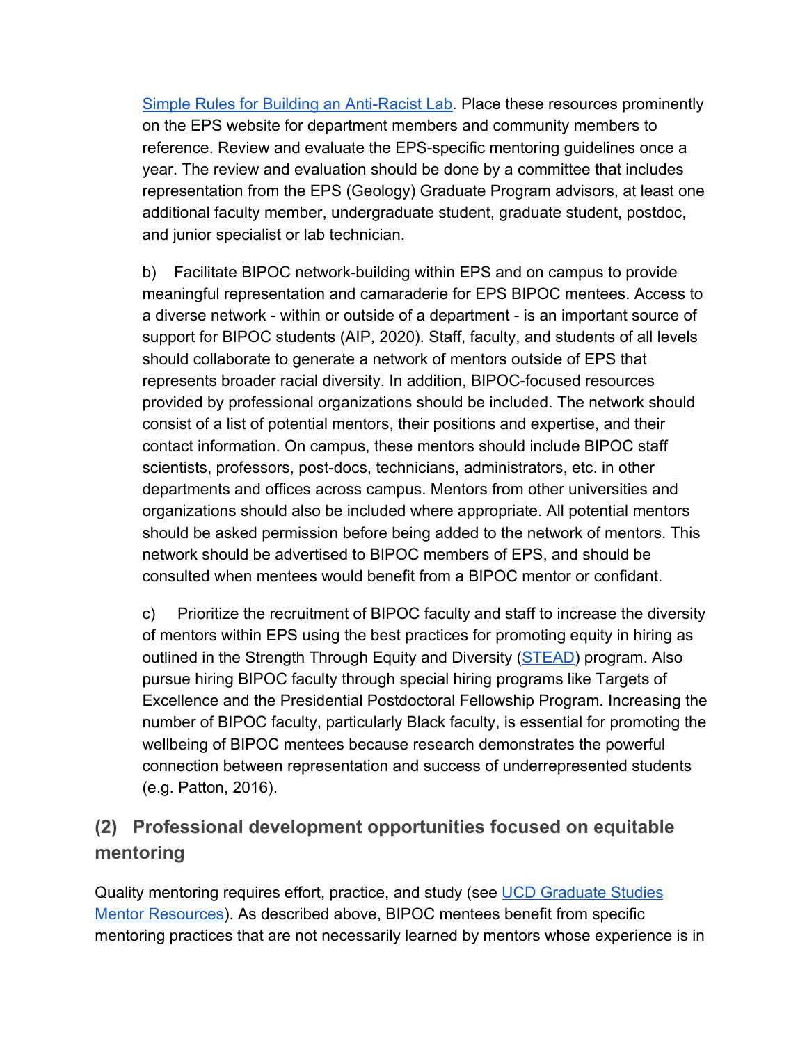Simple Rules for Building an Anti-Racist Lab. Place these resources prominently on the EPS website for department members and community members to reference. Review and evaluate the EPS-specific mentoring guidelines once a year. The review and evaluation should be done by a committee that includes representation from the EPS (Geology) Graduate Program advisors, at least one additional faculty member, undergraduate student, graduate student, postdoc, and junior specialist or lab technician.

b) Facilitate BIPOC network-building within EPS and on campus to provide meaningful representation and camaraderie for EPS BIPOC mentees. Access to a diverse network - within or outside of a department - is an important source of support for BIPOC students (AIP, 2020). Staff, faculty, and students of all levels should collaborate to generate a network of mentors outside of EPS that represents broader racial diversity. In addition, BIPOC-focused resources provided by professional organizations should be included. The network should consist of a list of potential mentors, their positions and expertise, and their contact information. On campus, these mentors should include BIPOC staff scientists, professors, post-docs, technicians, administrators, etc. in other departments and offices across campus. Mentors from other universities and organizations should also be included where appropriate. All potential mentors should be asked permission before being added to the network of mentors. This network should be advertised to BIPOC members of EPS, and should be consulted when mentees would benefit from a BIPOC mentor or confidant.

c) Prioritize the recruitment of BIPOC faculty and staff to increase the diversity of mentors within EPS using the best practices for promoting equity in hiring as outlined in the Strength Through Equity and Diversity (STEAD) program. Also pursue hiring BIPOC faculty through special hiring programs like Targets of Excellence and the Presidential Postdoctoral Fellowship Program. Increasing the number of BIPOC faculty, particularly Black faculty, is essential for promoting the wellbeing of BIPOC mentees because research demonstrates the powerful connection between representation and success of underrepresented students (e.g. Patton, 2016).

## (2) Professional development opportunities focused on equitable mentoring

Quality mentoring requires effort, practice, and study (see UCD Graduate Studies Mentor Resources). As described above, BIPOC mentees benefit from specific mentoring practices that are not necessarily learned by mentors whose experience is in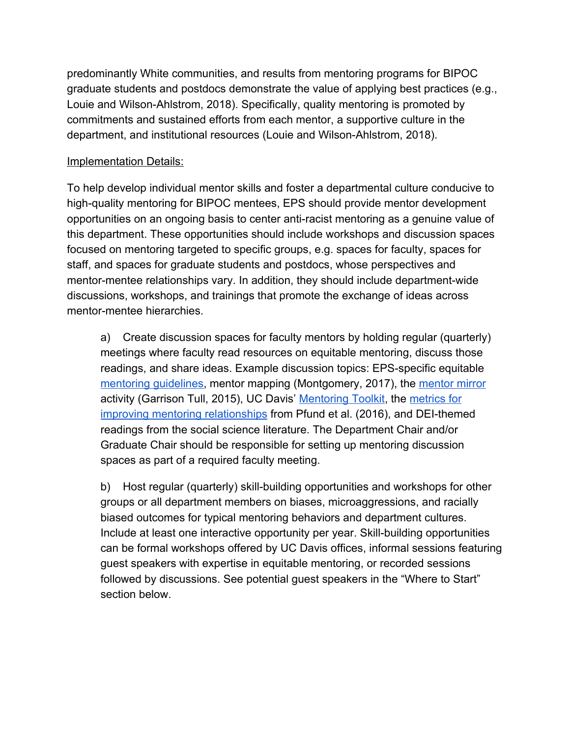predominantly White communities, and results from mentoring programs for BIPOC graduate students and postdocs demonstrate the value of applying best practices (e.g., Louie and Wilson-Ahlstrom, 2018). Specifically, quality mentoring is promoted by commitments and sustained efforts from each mentor, a supportive culture in the department, and institutional resources (Louie and Wilson-Ahlstrom, 2018).

<u>Implementation Details:</u>

To help develop individual mentor skills and foster a departmental culture conducive to high-quality mentoring for BIPOC mentees, EPS should provide mentor development opportunities on an ongoing basis to center anti-racist mentoring as a genuine value of this department. These opportunities should include workshops and discussion spaces focused on mentoring targeted to specific groups, e.g. spaces for faculty, spaces for staff, and spaces for graduate students and postdocs, whose perspectives and mentor-mentee relationships vary. In addition, they should include department-wide discussions, workshops, and trainings that promote the exchange of ideas across mentor-mentee hierarchies.

a) Create discussion spaces for faculty mentors by holding regular (quarterly) meetings where faculty read resources on equitable mentoring, discuss those readings, and share ideas. Example discussion topics: EPS-specific equitable mentoring guidelines, mentor mapping (Montgomery, 2017), the mentor mirror activity (Garrison Tull, 2015), UC Davis' Mentoring Toolkit, the metrics for improving mentoring relationships from Pfund et al. (2016), and DEI-themed readings from the social science literature. The Department Chair and/or Graduate Chair should be responsible for setting up mentoring discussion spaces as part of a required faculty meeting.

b) Host regular (quarterly) skill-building opportunities and workshops for other groups or all department members on biases, microaggressions, and racially biased outcomes for typical mentoring behaviors and department cultures. Include at least one interactive opportunity per year. Skill-building opportunities can be formal workshops offered by UC Davis offices, informal sessions featuring guest speakers with expertise in equitable mentoring, or recorded sessions followed by discussions. See potential guest speakers in the "Where to Start" section below.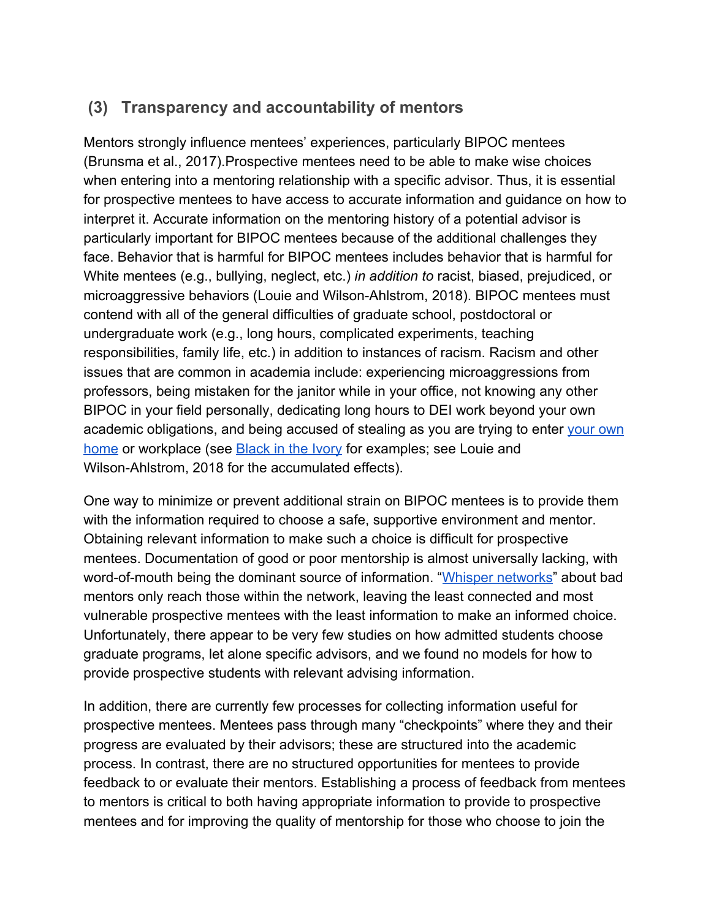## (3) Transparency and accountability of mentors

Mentors strongly influence mentees' experiences, particularly BIPOC mentees (Brunsma et al., 2017).Prospective mentees need to be able to make wise choices when entering into a mentoring relationship with a specific advisor. Thus, it is essential for prospective mentees to have access to accurate information and guidance on how to interpret it. Accurate information on the mentoring history of a potential advisor is particularly important for BIPOC mentees because of the additional challenges they face. Behavior that is harmful for BIPOC mentees includes behavior that is harmful for White mentees (e.g., bullying, neglect, etc.) *in addition to* racist, biased, prejudiced, or microaggressive behaviors (Louie and Wilson-Ahlstrom, 2018). BIPOC mentees must contend with all of the general difficulties of graduate school, postdoctoral or undergraduate work (e.g., long hours, complicated experiments, teaching responsibilities, family life, etc.) in addition to instances of racism. Racism and other issues that are common in academia include: experiencing microaggressions from professors, being mistaken for the janitor while in your office, not knowing any other BIPOC in your field personally, dedicating long hours to DEI work beyond your own academic obligations, and being accused of stealing as you are trying to enter your own home or workplace (see Black in the Ivory for examples; see Louie and Wilson-Ahlstrom, 2018 for the accumulated effects).

One way to minimize or prevent additional strain on BIPOC mentees is to provide them with the information required to choose a safe, supportive environment and mentor. Obtaining relevant information to make such a choice is difficult for prospective mentees. Documentation of good or poor mentorship is almost universally lacking, with word-of-mouth being the dominant source of information. "Whisper networks" about bad mentors only reach those within the network, leaving the least connected and most vulnerable prospective mentees with the least information to make an informed choice. Unfortunately, there appear to be very few studies on how admitted students choose graduate programs, let alone specific advisors, and we found no models for how to provide prospective students with relevant advising information.

In addition, there are currently few processes for collecting information useful for prospective mentees. Mentees pass through many "checkpoints" where they and their progress are evaluated by their advisors; these are structured into the academic process. In contrast, there are no structured opportunities for mentees to provide feedback to or evaluate their mentors. Establishing a process of feedback from mentees to mentors is critical to both having appropriate information to provide to prospective mentees and for improving the quality of mentorship for those who choose to join the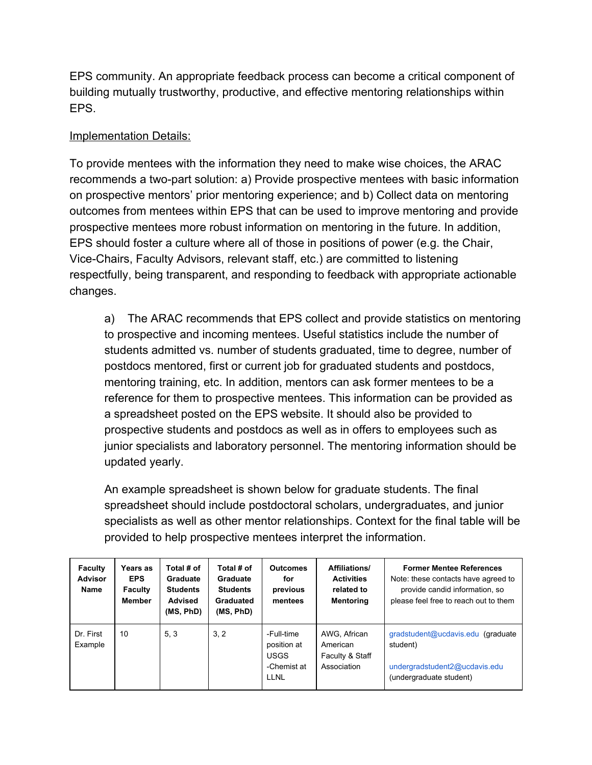EPS community. An appropriate feedback process can become a critical component of building mutually trustworthy, productive, and effective mentoring relationships within EPS.

Implementation Details:

To provide mentees with the information they need to make wise choices, the ARAC recommends a two-part solution: a) Provide prospective mentees with basic information on prospective mentors' prior mentoring experience; and b) Collect data on mentoring outcomes from mentees within EPS that can be used to improve mentoring and provide prospective mentees more robust information on mentoring in the future. In addition, EPS should foster a culture where all of those in positions of power (e.g. the Chair, Vice-Chairs, Faculty Advisors, relevant staff, etc.) are committed to listening respectfully, being transparent, and responding to feedback with appropriate actionable changes.

a) The ARAC recommends that EPS collect and provide statistics on mentoring to prospective and incoming mentees. Useful statistics include the number of students admitted vs. number of students graduated, time to degree, number of postdocs mentored, first or current job for graduated students and postdocs, mentoring training, etc. In addition, mentors can ask former mentees to be a reference for them to prospective mentees. This information can be provided as a spreadsheet posted on the EPS website. It should also be provided to prospective students and postdocs as well as in offers to employees such as junior specialists and laboratory personnel. The mentoring information should be updated yearly.

An example spreadsheet is shown below for graduate students. The final spreadsheet should include postdoctoral scholars, undergraduates, and junior specialists as well as other mentor relationships. Context for the final table will be provided to help prospective mentees interpret the information.

| Faculty Advisor Name | Years as EPS Faculty Member | Total # of Graduate Students Advised (MS, PhD) | Total # of Graduate Students Graduated (MS, PhD) | Outcomes for previous mentees | Affiliations/ Activities related to Mentoring | Former Mentee References Note: these contacts have agreed to provide candid information, so please feel free to reach out to them |
|---|---|---|---|---|---|---|
| Dr. First Example | 10 | 5, 3 | 3, 2 | -Full-time position at USGS -Chemist at LLNL | AWG, African American Faculty & Staff Association | gradstudent@ucdavis.edu (graduate student) undergradstudent2@ucdavis.edu (undergraduate student) |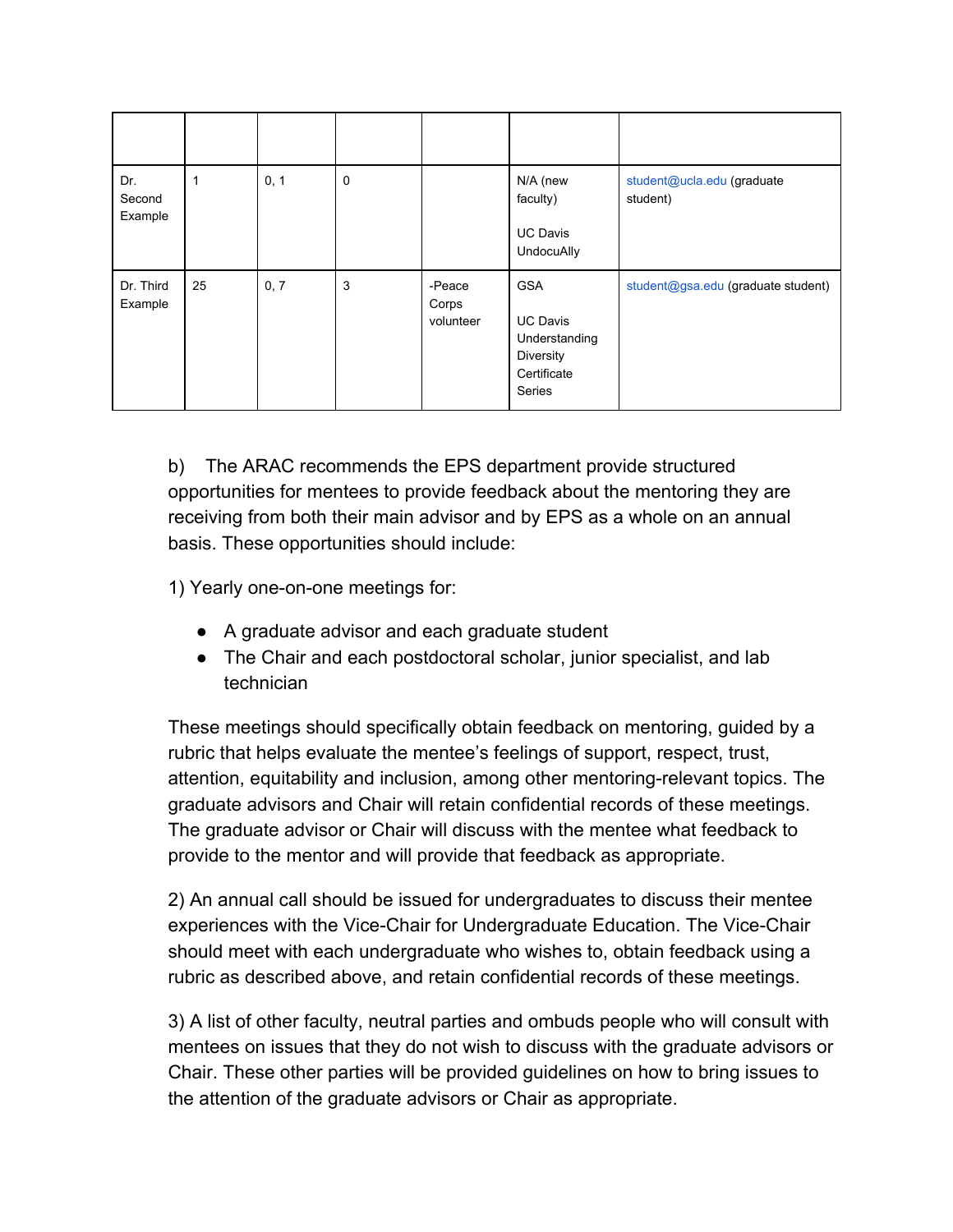| | | | | | | |
|---|---|---|---|---|---|---|
| Dr. Second Example | 1 | 0, 1 | 0 | | N/A (new faculty)<br><br>UC Davis UndocuAlly | student@ucla.edu (graduate student) |
| Dr. Third Example | 25 | 0, 7 | 3 | -Peace Corps volunteer | GSA<br><br>UC Davis Understanding Diversity Certificate Series | student@gsa.edu (graduate student) |

b) The ARAC recommends the EPS department provide structured opportunities for mentees to provide feedback about the mentoring they are receiving from both their main advisor and by EPS as a whole on an annual basis. These opportunities should include:

1) Yearly one-on-one meetings for:

- A graduate advisor and each graduate student
- The Chair and each postdoctoral scholar, junior specialist, and lab technician

These meetings should specifically obtain feedback on mentoring, guided by a rubric that helps evaluate the mentee's feelings of support, respect, trust, attention, equitability and inclusion, among other mentoring-relevant topics. The graduate advisors and Chair will retain confidential records of these meetings. The graduate advisor or Chair will discuss with the mentee what feedback to provide to the mentor and will provide that feedback as appropriate.

2) An annual call should be issued for undergraduates to discuss their mentee experiences with the Vice-Chair for Undergraduate Education. The Vice-Chair should meet with each undergraduate who wishes to, obtain feedback using a rubric as described above, and retain confidential records of these meetings.

3) A list of other faculty, neutral parties and ombuds people who will consult with mentees on issues that they do not wish to discuss with the graduate advisors or Chair. These other parties will be provided guidelines on how to bring issues to the attention of the graduate advisors or Chair as appropriate.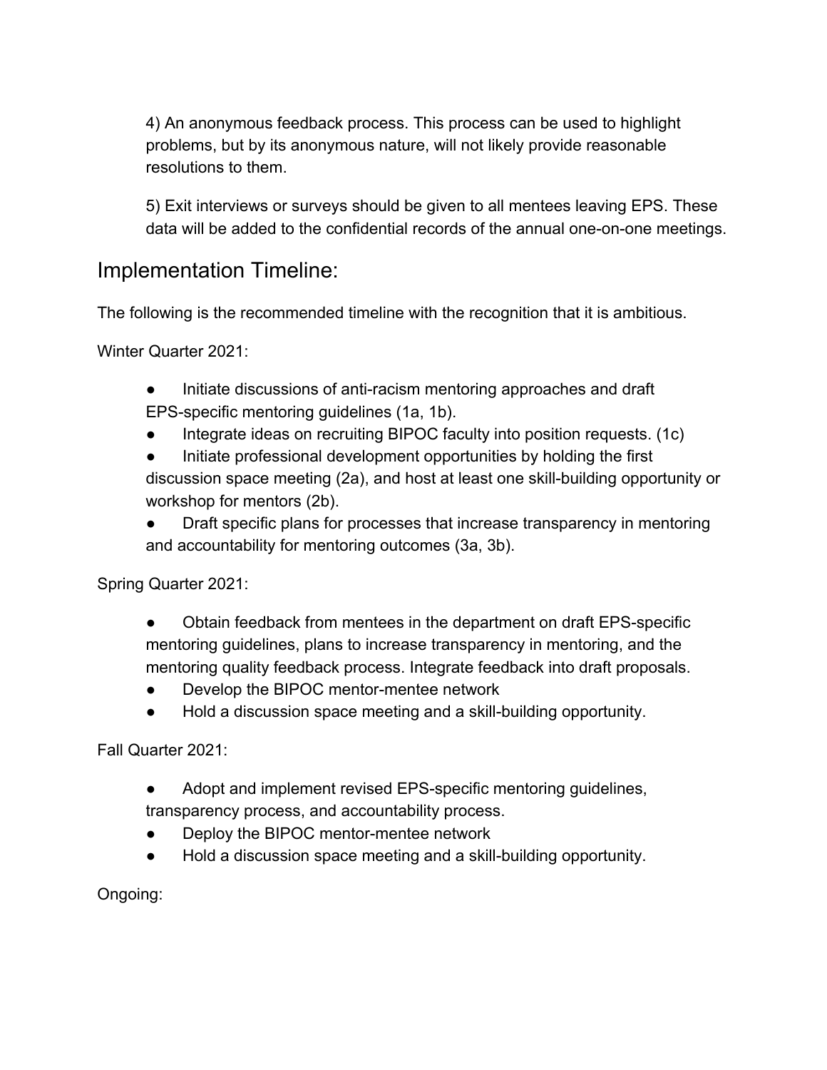4) An anonymous feedback process. This process can be used to highlight problems, but by its anonymous nature, will not likely provide reasonable resolutions to them.

5) Exit interviews or surveys should be given to all mentees leaving EPS. These data will be added to the confidential records of the annual one-on-one meetings.

## Implementation Timeline:

The following is the recommended timeline with the recognition that it is ambitious.

Winter Quarter 2021:

- Initiate discussions of anti-racism mentoring approaches and draft EPS-specific mentoring guidelines (1a, 1b).
- Integrate ideas on recruiting BIPOC faculty into position requests. (1c)
- Initiate professional development opportunities by holding the first discussion space meeting (2a), and host at least one skill-building opportunity or workshop for mentors (2b).
- Draft specific plans for processes that increase transparency in mentoring and accountability for mentoring outcomes (3a, 3b).

Spring Quarter 2021:

- Obtain feedback from mentees in the department on draft EPS-specific mentoring guidelines, plans to increase transparency in mentoring, and the mentoring quality feedback process. Integrate feedback into draft proposals.
- Develop the BIPOC mentor-mentee network
- Hold a discussion space meeting and a skill-building opportunity.

Fall Quarter 2021:

- Adopt and implement revised EPS-specific mentoring guidelines, transparency process, and accountability process.
- Deploy the BIPOC mentor-mentee network
- Hold a discussion space meeting and a skill-building opportunity.

Ongoing: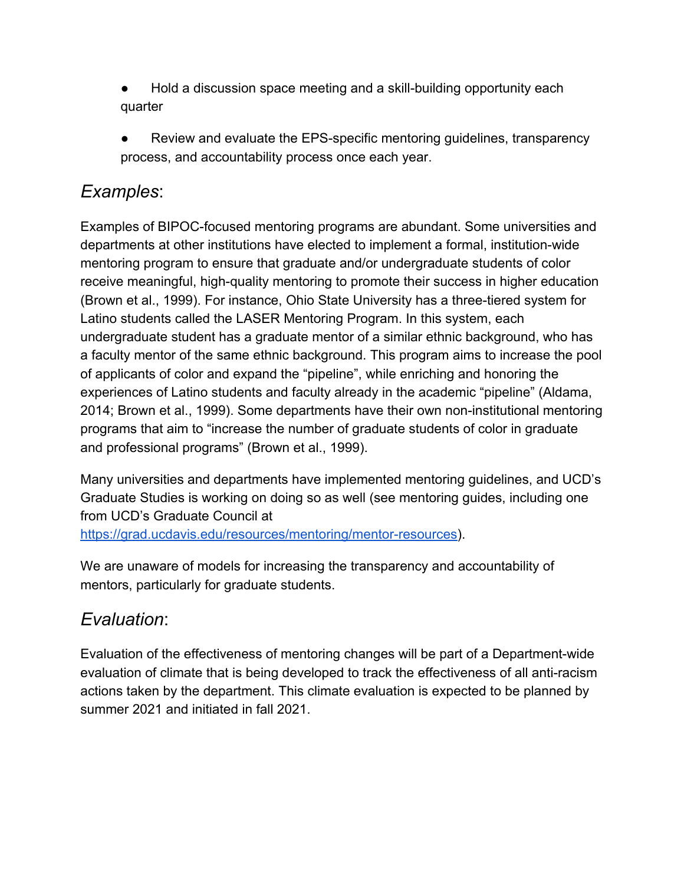- Hold a discussion space meeting and a skill-building opportunity each quarter
- Review and evaluate the EPS-specific mentoring guidelines, transparency process, and accountability process once each year.

## *Examples*:

Examples of BIPOC-focused mentoring programs are abundant. Some universities and departments at other institutions have elected to implement a formal, institution-wide mentoring program to ensure that graduate and/or undergraduate students of color receive meaningful, high-quality mentoring to promote their success in higher education (Brown et al., 1999). For instance, Ohio State University has a three-tiered system for Latino students called the LASER Mentoring Program. In this system, each undergraduate student has a graduate mentor of a similar ethnic background, who has a faculty mentor of the same ethnic background. This program aims to increase the pool of applicants of color and expand the "pipeline", while enriching and honoring the experiences of Latino students and faculty already in the academic "pipeline" (Aldama, 2014; Brown et al., 1999). Some departments have their own non-institutional mentoring programs that aim to "increase the number of graduate students of color in graduate and professional programs" (Brown et al., 1999).

Many universities and departments have implemented mentoring guidelines, and UCD's Graduate Studies is working on doing so as well (see mentoring guides, including one from UCD's Graduate Council at [https://grad.ucdavis.edu/resources/mentoring/mentor-resources](https://grad.ucdavis.edu/resources/mentoring/mentor-resources)).

We are unaware of models for increasing the transparency and accountability of mentors, particularly for graduate students.

## *Evaluation*:

Evaluation of the effectiveness of mentoring changes will be part of a Department-wide evaluation of climate that is being developed to track the effectiveness of all anti-racism actions taken by the department. This climate evaluation is expected to be planned by summer 2021 and initiated in fall 2021.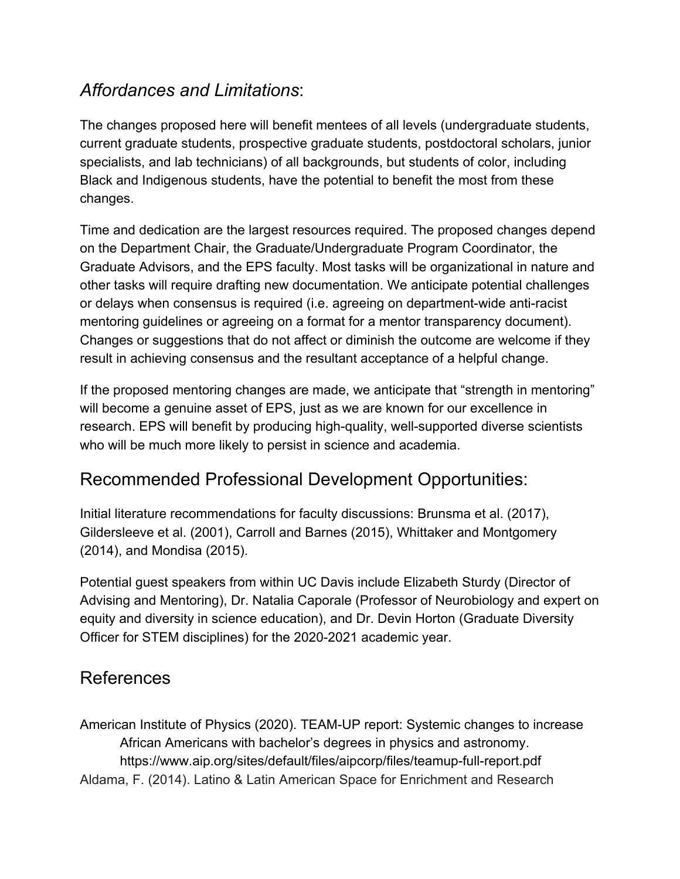## *Affordances and Limitations*:

The changes proposed here will benefit mentees of all levels (undergraduate students, current graduate students, prospective graduate students, postdoctoral scholars, junior specialists, and lab technicians) of all backgrounds, but students of color, including Black and Indigenous students, have the potential to benefit the most from these changes.

Time and dedication are the largest resources required. The proposed changes depend on the Department Chair, the Graduate/Undergraduate Program Coordinator, the Graduate Advisors, and the EPS faculty. Most tasks will be organizational in nature and other tasks will require drafting new documentation. We anticipate potential challenges or delays when consensus is required (i.e. agreeing on department-wide anti-racist mentoring guidelines or agreeing on a format for a mentor transparency document). Changes or suggestions that do not affect or diminish the outcome are welcome if they result in achieving consensus and the resultant acceptance of a helpful change.

If the proposed mentoring changes are made, we anticipate that "strength in mentoring" will become a genuine asset of EPS, just as we are known for our excellence in research. EPS will benefit by producing high-quality, well-supported diverse scientists who will be much more likely to persist in science and academia.

## Recommended Professional Development Opportunities:

Initial literature recommendations for faculty discussions: Brunsma et al. (2017), Gildersleeve et al. (2001), Carroll and Barnes (2015), Whittaker and Montgomery (2014), and Mondisa (2015).

Potential guest speakers from within UC Davis include Elizabeth Sturdy (Director of Advising and Mentoring), Dr. Natalia Caporale (Professor of Neurobiology and expert on equity and diversity in science education), and Dr. Devin Horton (Graduate Diversity Officer for STEM disciplines) for the 2020-2021 academic year.

## References

American Institute of Physics (2020). TEAM-UP report: Systemic changes to increase African Americans with bachelor's degrees in physics and astronomy. https://www.aip.org/sites/default/files/aipcorp/files/teamup-full-report.pdf

Aldama, F. (2014). Latino & Latin American Space for Enrichment and Research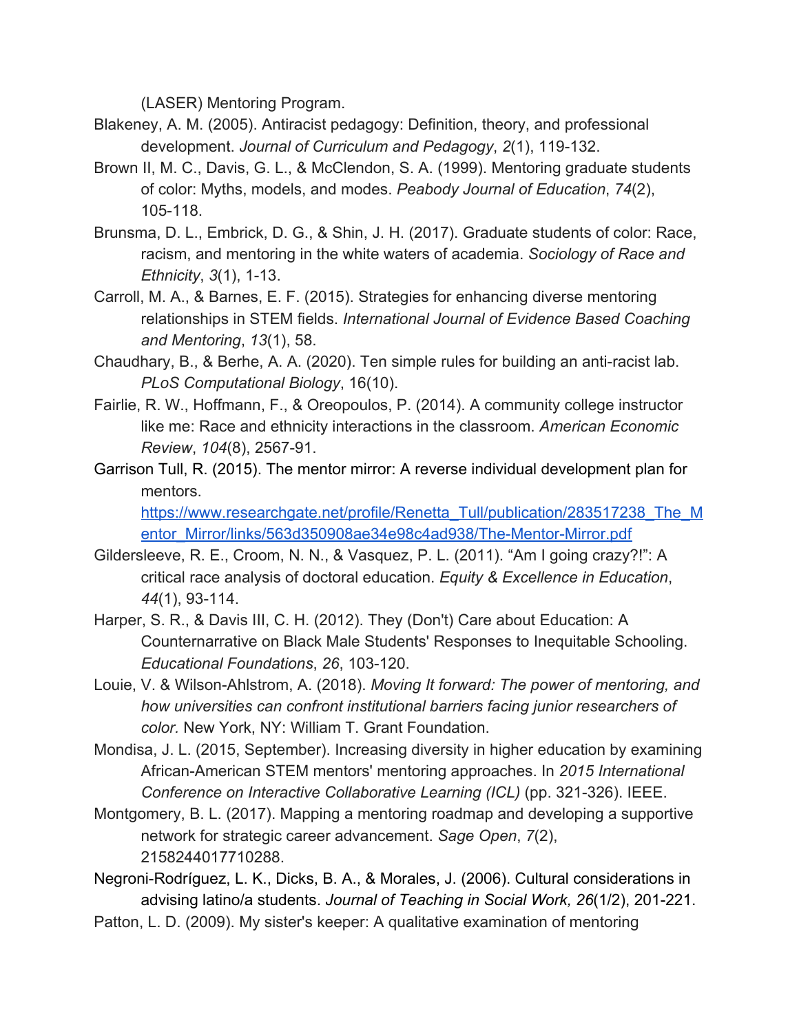(LASER) Mentoring Program.

Blakeney, A. M. (2005). Antiracist pedagogy: Definition, theory, and professional development. *Journal of Curriculum and Pedagogy*, *2*(1), 119-132.

Brown II, M. C., Davis, G. L., & McClendon, S. A. (1999). Mentoring graduate students of color: Myths, models, and modes. *Peabody Journal of Education*, *74*(2), 105-118.

Brunsma, D. L., Embrick, D. G., & Shin, J. H. (2017). Graduate students of color: Race, racism, and mentoring in the white waters of academia. *Sociology of Race and Ethnicity*, *3*(1), 1-13.

Carroll, M. A., & Barnes, E. F. (2015). Strategies for enhancing diverse mentoring relationships in STEM fields. *International Journal of Evidence Based Coaching and Mentoring*, *13*(1), 58.

Chaudhary, B., & Berhe, A. A. (2020). Ten simple rules for building an anti-racist lab. *PLoS Computational Biology*, 16(10).

Fairlie, R. W., Hoffmann, F., & Oreopoulos, P. (2014). A community college instructor like me: Race and ethnicity interactions in the classroom. *American Economic Review*, *104*(8), 2567-91.

Garrison Tull, R. (2015). The mentor mirror: A reverse individual development plan for mentors. [https://www.researchgate.net/profile/Renetta_Tull/publication/283517238_The_Mentor_Mirror/links/563d350908ae34e98c4ad938/The-Mentor-Mirror.pdf](https://www.researchgate.net/profile/Renetta_Tull/publication/283517238_The_Mentor_Mirror/links/563d350908ae34e98c4ad938/The-Mentor-Mirror.pdf)

Gildersleeve, R. E., Croom, N. N., & Vasquez, P. L. (2011). "Am I going crazy?!": A critical race analysis of doctoral education. *Equity & Excellence in Education*, *44*(1), 93-114.

Harper, S. R., & Davis III, C. H. (2012). They (Don't) Care about Education: A Counternarrative on Black Male Students' Responses to Inequitable Schooling. *Educational Foundations*, *26*, 103-120.

Louie, V. & Wilson-Ahlstrom, A. (2018). *Moving It forward: The power of mentoring, and how universities can confront institutional barriers facing junior researchers of color.* New York, NY: William T. Grant Foundation.

Mondisa, J. L. (2015, September). Increasing diversity in higher education by examining African-American STEM mentors' mentoring approaches. In *2015 International Conference on Interactive Collaborative Learning (ICL)* (pp. 321-326). IEEE.

Montgomery, B. L. (2017). Mapping a mentoring roadmap and developing a supportive network for strategic career advancement. *Sage Open*, *7*(2), 2158244017710288.

Negroni-Rodríguez, L. K., Dicks, B. A., & Morales, J. (2006). Cultural considerations in advising latino/a students. *Journal of Teaching in Social Work, 26*(1/2), 201-221.

Patton, L. D. (2009). My sister's keeper: A qualitative examination of mentoring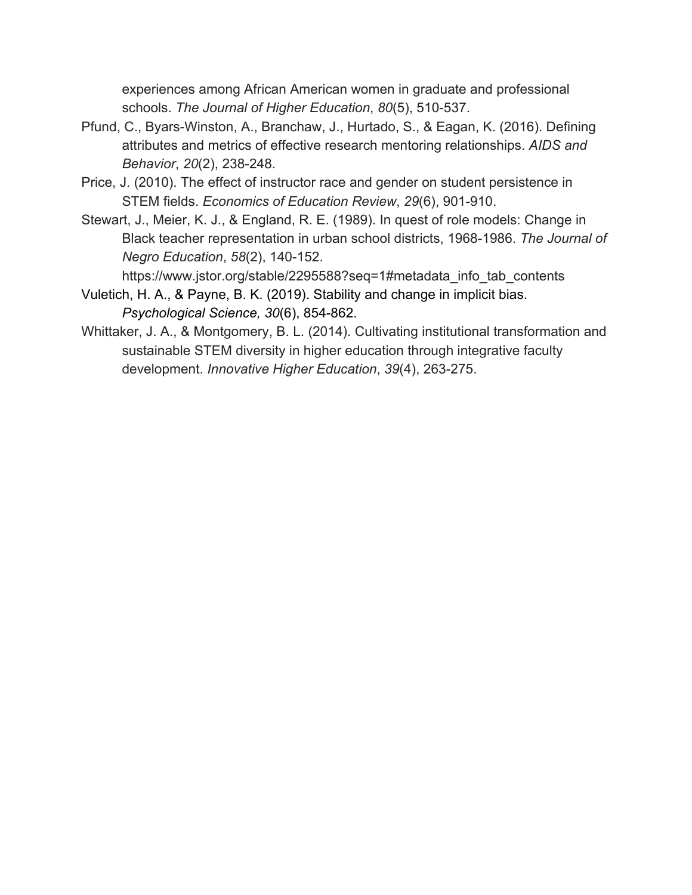experiences among African American women in graduate and professional schools. *The Journal of Higher Education*, *80*(5), 510-537.

Pfund, C., Byars-Winston, A., Branchaw, J., Hurtado, S., & Eagan, K. (2016). Defining attributes and metrics of effective research mentoring relationships. *AIDS and Behavior*, *20*(2), 238-248.

Price, J. (2010). The effect of instructor race and gender on student persistence in STEM fields. *Economics of Education Review*, *29*(6), 901-910.

Stewart, J., Meier, K. J., & England, R. E. (1989). In quest of role models: Change in Black teacher representation in urban school districts, 1968-1986. *The Journal of Negro Education*, *58*(2), 140-152. https://www.jstor.org/stable/2295588?seq=1#metadata_info_tab_contents

Vuletich, H. A., & Payne, B. K. (2019). Stability and change in implicit bias. *Psychological Science, 30*(6), 854-862.

Whittaker, J. A., & Montgomery, B. L. (2014). Cultivating institutional transformation and sustainable STEM diversity in higher education through integrative faculty development. *Innovative Higher Education*, *39*(4), 263-275.